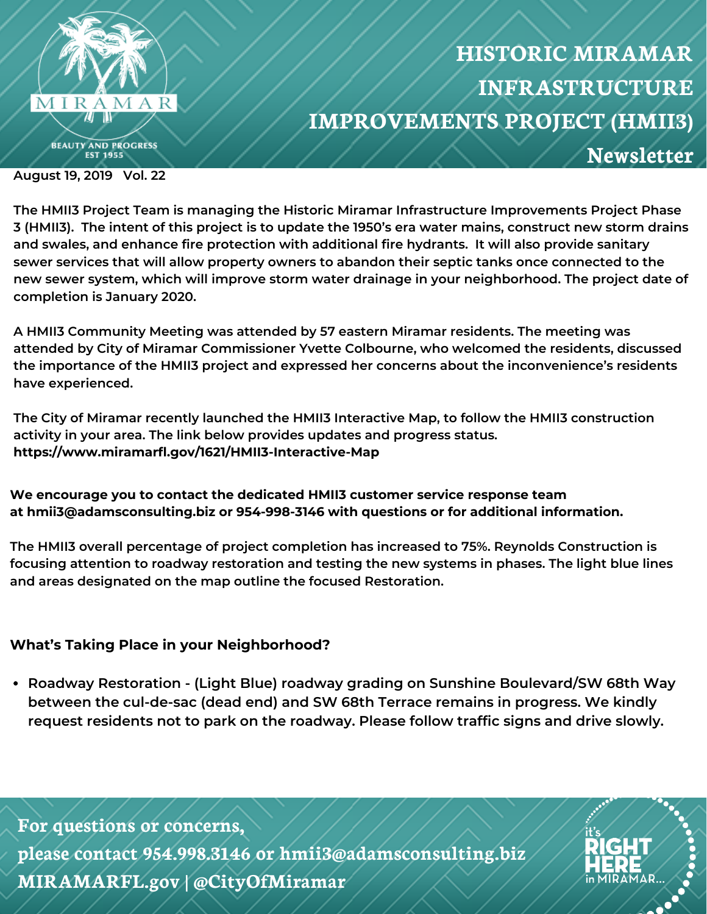# HISTORIC MIRAMAR INFRASTRUCTURE IMPROVEMENTS PROJECT (HMII3)

## Newsletter

MIRAMAR
BEAUTY AND PROGRESS
EST 1955

**August 19, 2019 Vol. 22**

**The HMII3 Project Team is managing the Historic Miramar Infrastructure Improvements Project Phase 3 (HMII3). The intent of this project is to update the 1950's era water mains, construct new storm drains and swales, and enhance fire protection with additional fire hydrants. It will also provide sanitary sewer services that will allow property owners to abandon their septic tanks once connected to the new sewer system, which will improve storm water drainage in your neighborhood. The project date of completion is January 2020.**

**A HMII3 Community Meeting was attended by 57 eastern Miramar residents. The meeting was attended by City of Miramar Commissioner Yvette Colbourne, who welcomed the residents, discussed the importance of the HMII3 project and expressed her concerns about the inconvenience's residents have experienced.**

**The City of Miramar recently launched the HMII3 Interactive Map, to follow the HMII3 construction activity in your area. The link below provides updates and progress status.**
**https://www.miramarfl.gov/1621/HMII3-Interactive-Map**

**We encourage you to contact the dedicated HMII3 customer service response team at hmii3@adamsconsulting.biz or 954-998-3146 with questions or for additional information.**

**The HMII3 overall percentage of project completion has increased to 75%. Reynolds Construction is focusing attention to roadway restoration and testing the new systems in phases. The light blue lines and areas designated on the map outline the focused Restoration.**

### What's Taking Place in your Neighborhood?

- **Roadway Restoration - (Light Blue) roadway grading on Sunshine Boulevard/SW 68th Way between the cul-de-sac (dead end) and SW 68th Terrace remains in progress. We kindly request residents not to park on the roadway. Please follow traffic signs and drive slowly.**

**For questions or concerns,**
**please contact 954.998.3146 or hmii3@adamsconsulting.biz**
**MIRAMARFL.gov | @CityOfMiramar**

it's RIGHT HERE in MIRAMAR...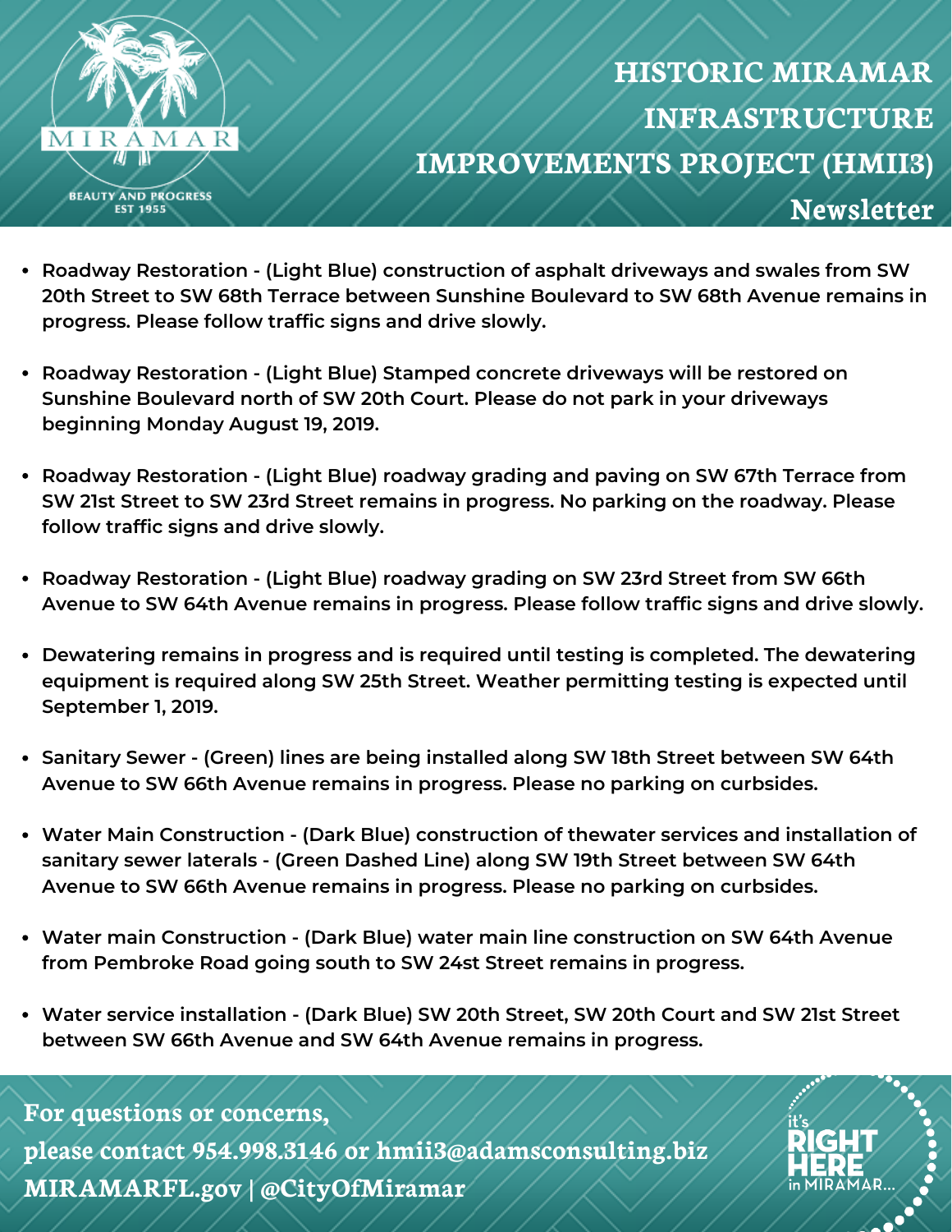# HISTORIC MIRAMAR INFRASTRUCTURE IMPROVEMENTS PROJECT (HMII3)

## Newsletter

- Roadway Restoration - (Light Blue) construction of asphalt driveways and swales from SW 20th Street to SW 68th Terrace between Sunshine Boulevard to SW 68th Avenue remains in progress. Please follow traffic signs and drive slowly.
- Roadway Restoration - (Light Blue) Stamped concrete driveways will be restored on Sunshine Boulevard north of SW 20th Court. Please do not park in your driveways beginning Monday August 19, 2019.
- Roadway Restoration - (Light Blue) roadway grading and paving on SW 67th Terrace from SW 21st Street to SW 23rd Street remains in progress. No parking on the roadway. Please follow traffic signs and drive slowly.
- Roadway Restoration - (Light Blue) roadway grading on SW 23rd Street from SW 66th Avenue to SW 64th Avenue remains in progress. Please follow traffic signs and drive slowly.
- Dewatering remains in progress and is required until testing is completed. The dewatering equipment is required along SW 25th Street. Weather permitting testing is expected until September 1, 2019.
- Sanitary Sewer - (Green) lines are being installed along SW 18th Street between SW 64th Avenue to SW 66th Avenue remains in progress. Please no parking on curbsides.
- Water Main Construction - (Dark Blue) construction of thewater services and installation of sanitary sewer laterals - (Green Dashed Line) along SW 19th Street between SW 64th Avenue to SW 66th Avenue remains in progress. Please no parking on curbsides.
- Water main Construction - (Dark Blue) water main line construction on SW 64th Avenue from Pembroke Road going south to SW 24st Street remains in progress.
- Water service installation - (Dark Blue) SW 20th Street, SW 20th Court and SW 21st Street between SW 66th Avenue and SW 64th Avenue remains in progress.

**For questions or concerns, please contact 954.998.3146 or hmii3@adamsconsulting.biz**
**MIRAMARFL.gov | @CityOfMiramar**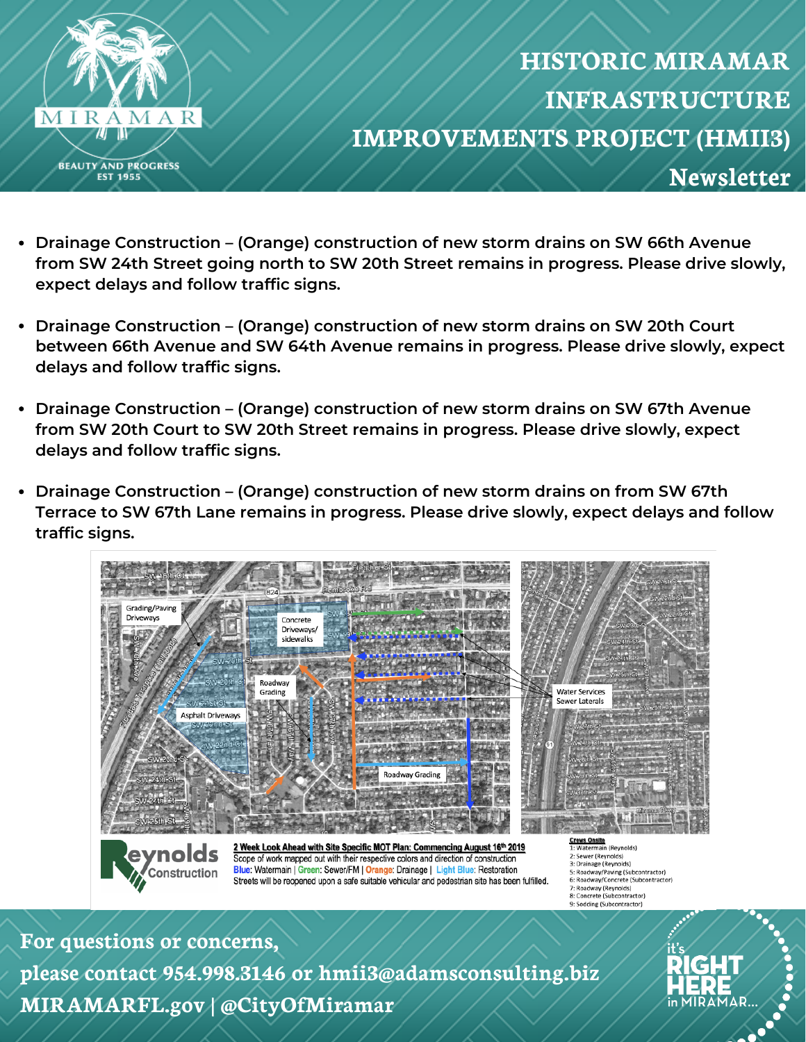# HISTORIC MIRAMAR INFRASTRUCTURE IMPROVEMENTS PROJECT (HMII3)

## Newsletter

- **Drainage Construction – (Orange) construction of new storm drains on SW 66th Avenue from SW 24th Street going north to SW 20th Street remains in progress. Please drive slowly, expect delays and follow traffic signs.**
- **Drainage Construction – (Orange) construction of new storm drains on SW 20th Court between 66th Avenue and SW 64th Avenue remains in progress. Please drive slowly, expect delays and follow traffic signs.**
- **Drainage Construction – (Orange) construction of new storm drains on SW 67th Avenue from SW 20th Court to SW 20th Street remains in progress. Please drive slowly, expect delays and follow traffic signs.**
- **Drainage Construction – (Orange) construction of new storm drains on from SW 67th Terrace to SW 67th Lane remains in progress. Please drive slowly, expect delays and follow traffic signs.**

Grading/Paving Driveways

Concrete Driveways/ sidewalks

Roadway Grading

Asphalt Driveways

Roadway Grading

Water Services Sewer Laterals

Reynolds Construction

**2 Week Look Ahead with Site Specific MOT Plan: Commencing August 16th 2019**

Scope of work mapped out with their respective colors and direction of construction

Blue: Watermain | Green: Sewer/FM | Orange: Drainage | Light Blue: Restoration

Streets will be reopened upon a safe suitable vehicular and pedestrian site has been fulfilled.

**Crews Onsite**

1: Watermain (Reynolds)
2: Sewer (Reynolds)
3: Drainage (Reynolds)
5: Roadway/Paving (Subcontractor)
6: Roadway/Concrete (Subcontractor)
7: Roadway (Reynolds)
8: Concrete (Subcontractor)
9: Sodding (Subcontractor)

**For questions or concerns, please contact 954.998.3146 or hmii3@adamsconsulting.biz**

**MIRAMARFL.gov | @CityOfMiramar**